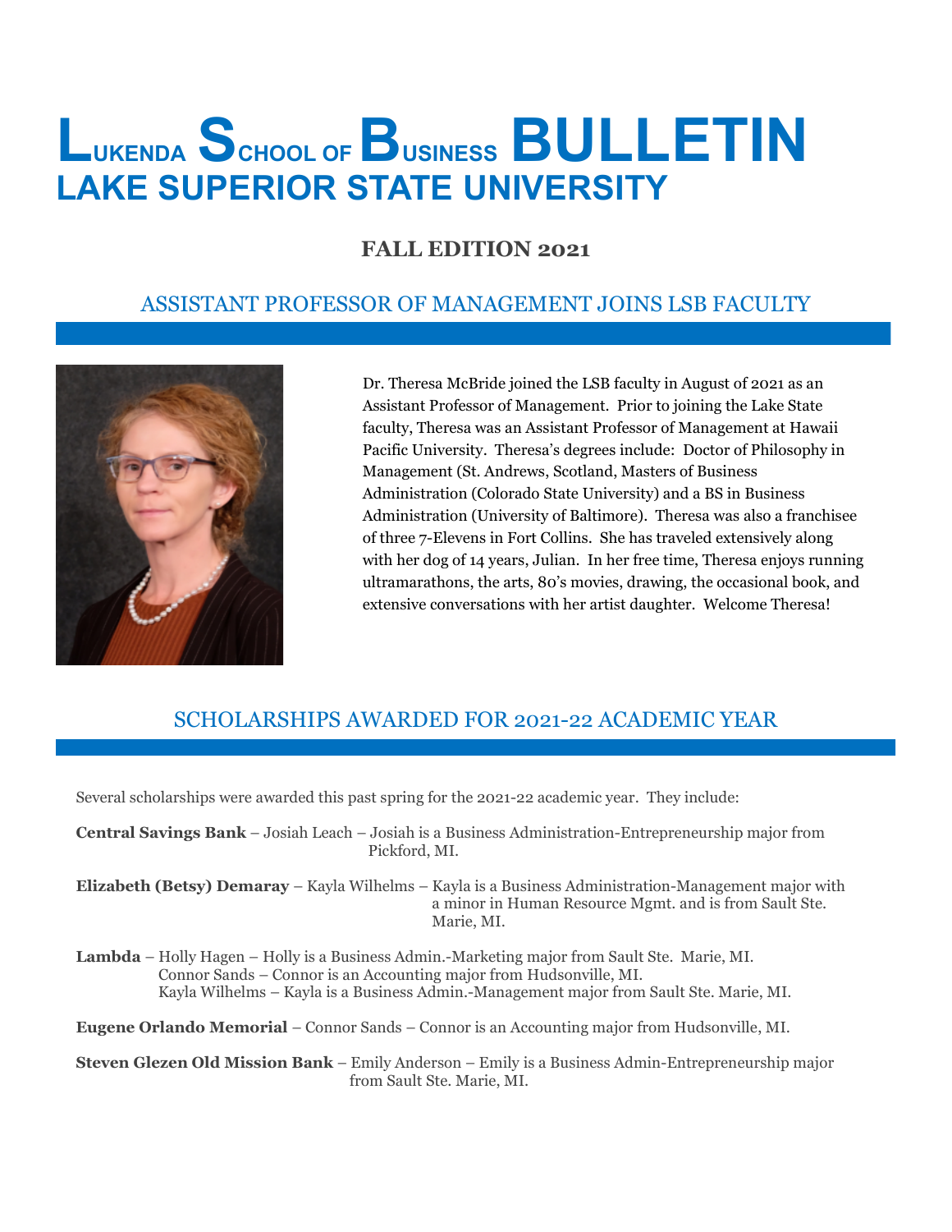# LUKENDA SCHOOL OF BUSINESS BULLETIN
## LAKE SUPERIOR STATE UNIVERSITY

### FALL EDITION 2021

## ASSISTANT PROFESSOR OF MANAGEMENT JOINS LSB FACULTY

Dr. Theresa McBride joined the LSB faculty in August of 2021 as an Assistant Professor of Management. Prior to joining the Lake State faculty, Theresa was an Assistant Professor of Management at Hawaii Pacific University. Theresa's degrees include: Doctor of Philosophy in Management (St. Andrews, Scotland, Masters of Business Administration (Colorado State University) and a BS in Business Administration (University of Baltimore). Theresa was also a franchisee of three 7-Elevens in Fort Collins. She has traveled extensively along with her dog of 14 years, Julian. In her free time, Theresa enjoys running ultramarathons, the arts, 80's movies, drawing, the occasional book, and extensive conversations with her artist daughter. Welcome Theresa!

## SCHOLARSHIPS AWARDED FOR 2021-22 ACADEMIC YEAR

Several scholarships were awarded this past spring for the 2021-22 academic year. They include:

**Central Savings Bank** – Josiah Leach – Josiah is a Business Administration-Entrepreneurship major from Pickford, MI.

**Elizabeth (Betsy) Demaray** – Kayla Wilhelms – Kayla is a Business Administration-Management major with a minor in Human Resource Mgmt. and is from Sault Ste. Marie, MI.

**Lambda** – Holly Hagen – Holly is a Business Admin.-Marketing major from Sault Ste. Marie, MI.
Connor Sands – Connor is an Accounting major from Hudsonville, MI.
Kayla Wilhelms – Kayla is a Business Admin.-Management major from Sault Ste. Marie, MI.

**Eugene Orlando Memorial** – Connor Sands – Connor is an Accounting major from Hudsonville, MI.

**Steven Glezen Old Mission Bank** – Emily Anderson – Emily is a Business Admin-Entrepreneurship major from Sault Ste. Marie, MI.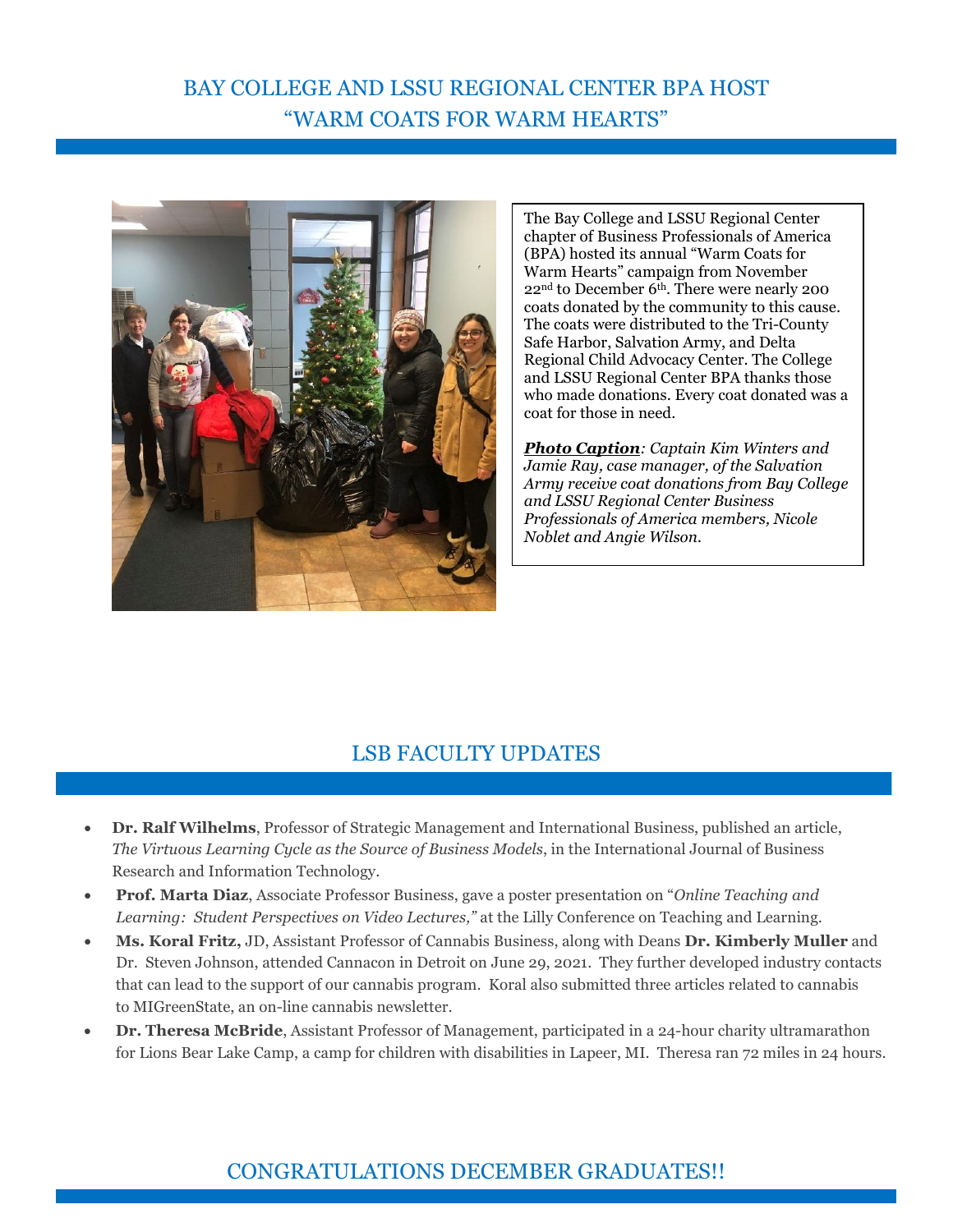## BAY COLLEGE AND LSSU REGIONAL CENTER BPA HOST "WARM COATS FOR WARM HEARTS"

The Bay College and LSSU Regional Center chapter of Business Professionals of America (BPA) hosted its annual "Warm Coats for Warm Hearts" campaign from November 22nd to December 6th. There were nearly 200 coats donated by the community to this cause. The coats were distributed to the Tri-County Safe Harbor, Salvation Army, and Delta Regional Child Advocacy Center. The College and LSSU Regional Center BPA thanks those who made donations. Every coat donated was a coat for those in need.

***Photo Caption**: Captain Kim Winters and Jamie Ray, case manager, of the Salvation Army receive coat donations from Bay College and LSSU Regional Center Business Professionals of America members, Nicole Noblet and Angie Wilson.*

## LSB FACULTY UPDATES

- **Dr. Ralf Wilhelms**, Professor of Strategic Management and International Business, published an article, *The Virtuous Learning Cycle as the Source of Business Models*, in the International Journal of Business Research and Information Technology.
- **Prof. Marta Diaz**, Associate Professor Business, gave a poster presentation on "*Online Teaching and Learning: Student Perspectives on Video Lectures,"* at the Lilly Conference on Teaching and Learning.
- **Ms. Koral Fritz,** JD, Assistant Professor of Cannabis Business, along with Deans **Dr. Kimberly Muller** and Dr. Steven Johnson, attended Cannacon in Detroit on June 29, 2021. They further developed industry contacts that can lead to the support of our cannabis program. Koral also submitted three articles related to cannabis to MIGreenState, an on-line cannabis newsletter.
- **Dr. Theresa McBride**, Assistant Professor of Management, participated in a 24-hour charity ultramarathon for Lions Bear Lake Camp, a camp for children with disabilities in Lapeer, MI. Theresa ran 72 miles in 24 hours.

## CONGRATULATIONS DECEMBER GRADUATES!!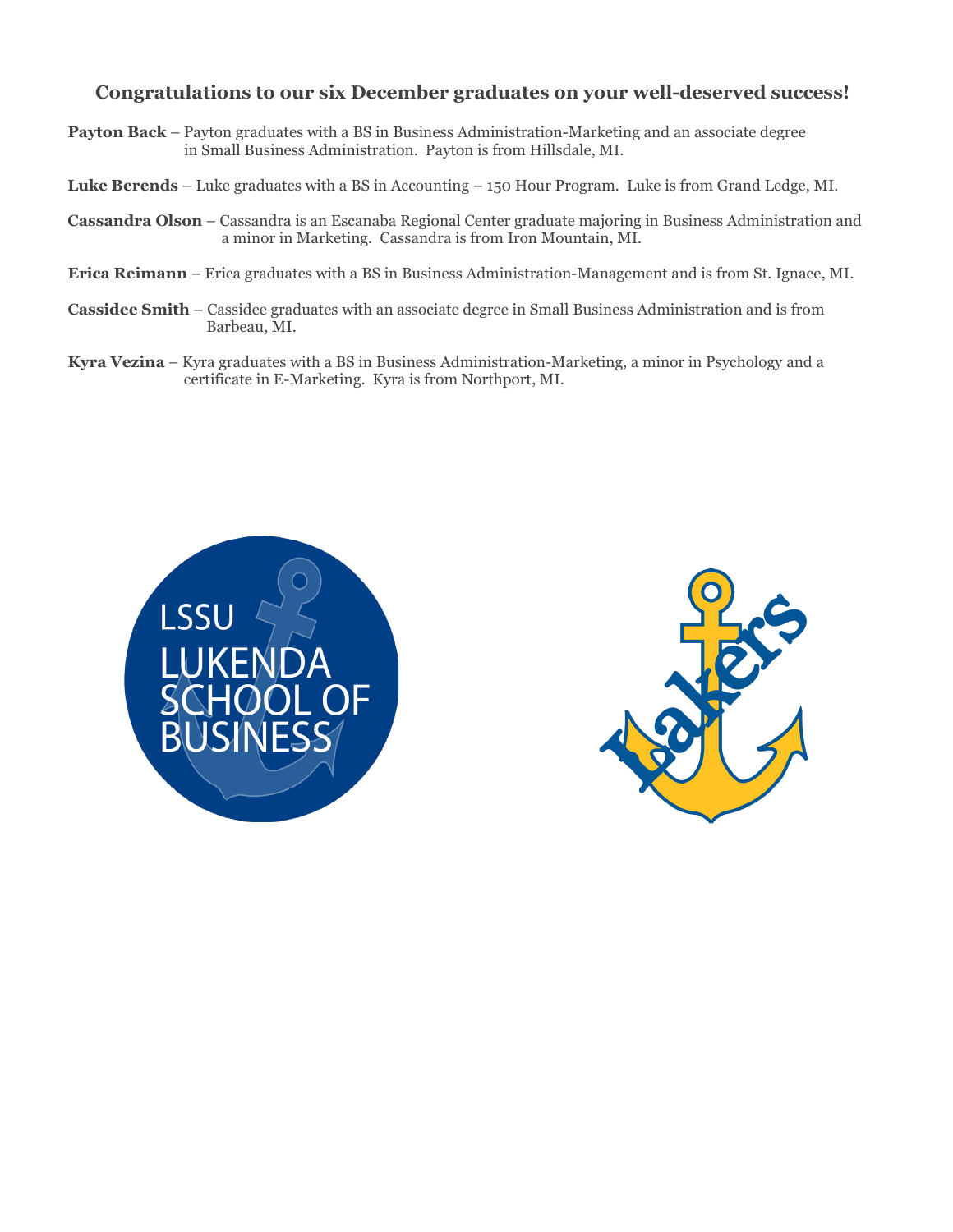### Congratulations to our six December graduates on your well-deserved success!

**Payton Back** – Payton graduates with a BS in Business Administration-Marketing and an associate degree in Small Business Administration. Payton is from Hillsdale, MI.

**Luke Berends** – Luke graduates with a BS in Accounting – 150 Hour Program. Luke is from Grand Ledge, MI.

**Cassandra Olson** – Cassandra is an Escanaba Regional Center graduate majoring in Business Administration and a minor in Marketing. Cassandra is from Iron Mountain, MI.

**Erica Reimann** – Erica graduates with a BS in Business Administration-Management and is from St. Ignace, MI.

**Cassidee Smith** – Cassidee graduates with an associate degree in Small Business Administration and is from Barbeau, MI.

**Kyra Vezina** – Kyra graduates with a BS in Business Administration-Marketing, a minor in Psychology and a certificate in E-Marketing. Kyra is from Northport, MI.

LSSU LUKENDA SCHOOL OF BUSINESS

Lakers